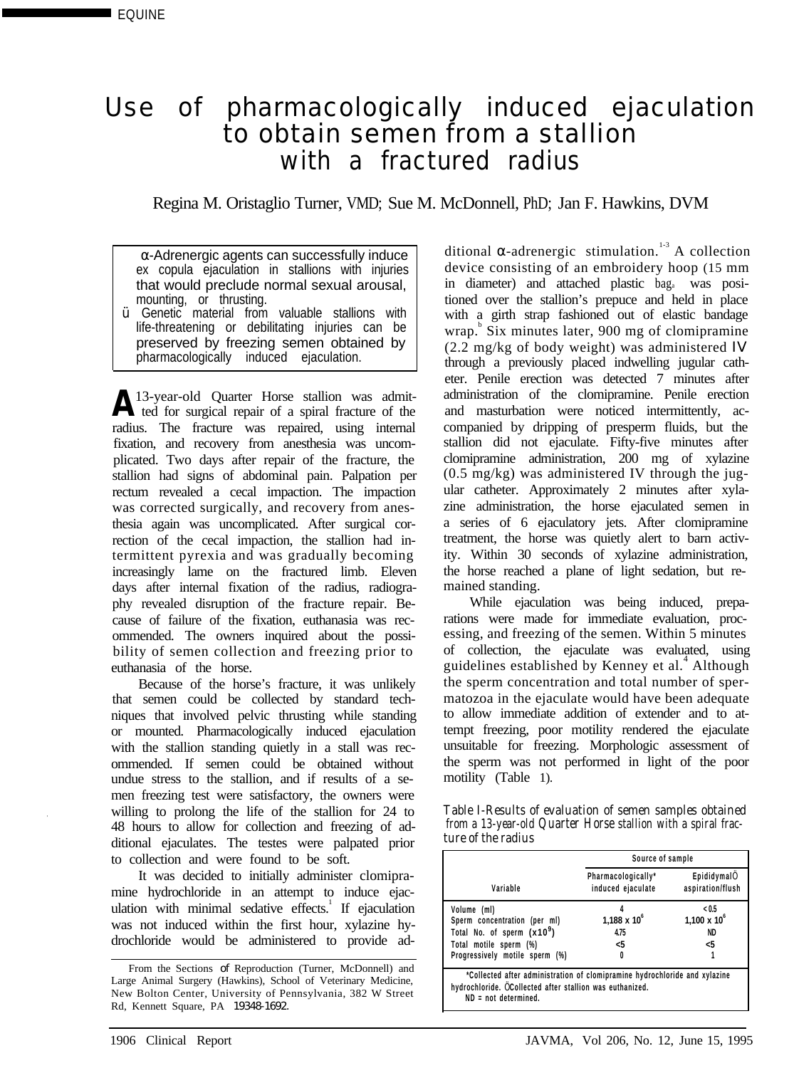EQUINE

# Use of pharmacologically induced ejaculation to obtain semen from a stallion with a fractured radius

Regina M. Oristaglio Turner, VMD; Sue M. McDonnell, PhD; Jan F. Hawkins, DVM

> α-Adrenergic agents can successfully induce ex copula ejaculation in stallions with injuries that would preclude normal sexual arousal, mounting, or thrusting.
>
> Genetic material from valuable stallions with life-threatening or debilitating injuries can be preserved by freezing semen obtained by pharmacologically induced ejaculation.

A 13-year-old Quarter Horse stallion was admitted for surgical repair of a spiral fracture of the radius. The fracture was repaired, using internal fixation, and recovery from anesthesia was uncomplicated. Two days after repair of the fracture, the stallion had signs of abdominal pain. Palpation per rectum revealed a cecal impaction. The impaction was corrected surgically, and recovery from anesthesia again was uncomplicated. After surgical correction of the cecal impaction, the stallion had intermittent pyrexia and was gradually becoming increasingly lame on the fractured limb. Eleven days after internal fixation of the radius, radiography revealed disruption of the fracture repair. Because of failure of the fixation, euthanasia was recommended. The owners inquired about the possibility of semen collection and freezing prior to euthanasia of the horse.

Because of the horse's fracture, it was unlikely that semen could be collected by standard techniques that involved pelvic thrusting while standing or mounted. Pharmacologically induced ejaculation with the stallion standing quietly in a stall was recommended. If semen could be obtained without undue stress to the stallion, and if results of a semen freezing test were satisfactory, the owners were willing to prolong the life of the stallion for 24 to 48 hours to allow for collection and freezing of additional ejaculates. The testes were palpated prior to collection and were found to be soft.

It was decided to initially administer clomipramine hydrochloride in an attempt to induce ejaculation with minimal sedative effects.[1] If ejaculation was not induced within the first hour, xylazine hydrochloride would be administered to provide additional α-adrenergic stimulation.[1-3] A collection device consisting of an embroidery hoop (15 mm in diameter) and attached plastic bag[a] was positioned over the stallion's prepuce and held in place with a girth strap fashioned out of elastic bandage wrap.[b] Six minutes later, 900 mg of clomipramine (2.2 mg/kg of body weight) was administered IV through a previously placed indwelling jugular catheter. Penile erection was detected 7 minutes after administration of the clomipramine. Penile erection and masturbation were noticed intermittently, accompanied by dripping of presperm fluids, but the stallion did not ejaculate. Fifty-five minutes after clomipramine administration, 200 mg of xylazine (0.5 mg/kg) was administered IV through the jugular catheter. Approximately 2 minutes after xylazine administration, the horse ejaculated semen in a series of 6 ejaculatory jets. After clomipramine treatment, the horse was quietly alert to barn activity. Within 30 seconds of xylazine administration, the horse reached a plane of light sedation, but remained standing.

While ejaculation was being induced, preparations were made for immediate evaluation, processing, and freezing of the semen. Within 5 minutes of collection, the ejaculate was evaluated, using guidelines established by Kenney et al.[4] Although the sperm concentration and total number of spermatozoa in the ejaculate would have been adequate to allow immediate addition of extender and to attempt freezing, poor motility rendered the ejaculate unsuitable for freezing. Morphologic assessment of the sperm was not performed in light of the poor motility (Table 1).

Table 1—Results of evaluation of semen samples obtained from a 13-year-old Quarter Horse stallion with a spiral fracture of the radius

| Variable | Source of sample | |
|---|---|---|
| | Pharmacologically* induced ejaculate | Epididymal† aspiration/flush |
| Volume (ml) | 4 | < 0.5 |
| Sperm concentration (per ml) | $1,188 \times 10^6$ | $1,100 \times 10^6$ |
| Total No. of sperm ($\times 10^9$) | 4.75 | ND |
| Total motile sperm (%) | <5 | <5 |
| Progressively motile sperm (%) | 0 | 1 |

*Collected after administration of clomipramine hydrochloride and xylazine hydrochloride. †Collected after stallion was euthanized.
ND = not determined.

From the Sections of Reproduction (Turner, McDonnell) and Large Animal Surgery (Hawkins), School of Veterinary Medicine, New Bolton Center, University of Pennsylvania, 382 W Street Rd, Kennett Square, PA 19348-1692.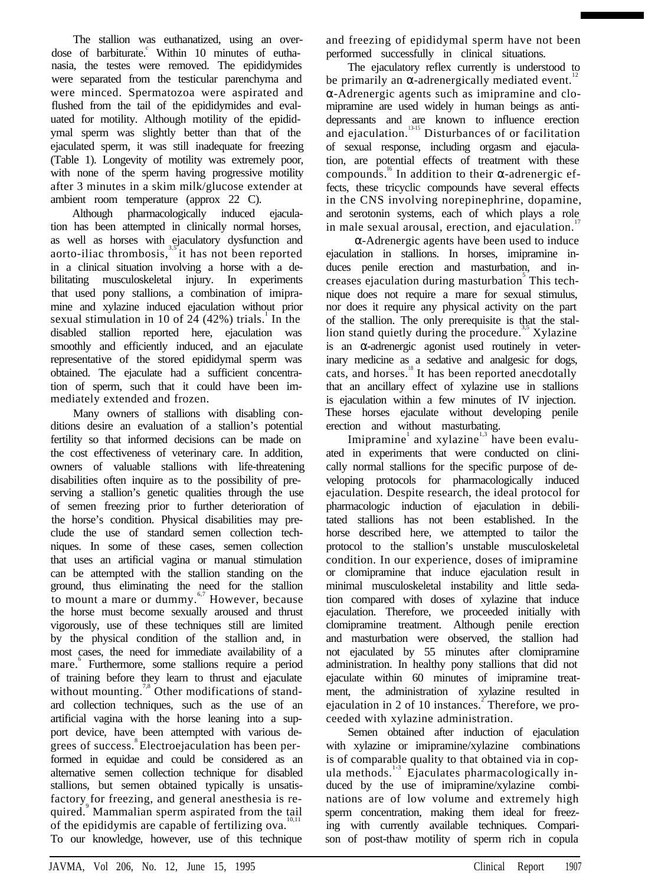The stallion was euthanatized, using an overdose of barbiturate.[c] Within 10 minutes of euthanasia, the testes were removed. The epididymides were separated from the testicular parenchyma and were minced. Spermatozoa were aspirated and flushed from the tail of the epididymides and evaluated for motility. Although motility of the epididymal sperm was slightly better than that of the ejaculated sperm, it was still inadequate for freezing (Table 1). Longevity of motility was extremely poor, with none of the sperm having progressive motility after 3 minutes in a skim milk/glucose extender at ambient room temperature (approx 22 C).

Although pharmacologically induced ejaculation has been attempted in clinically normal horses, as well as horses with ejaculatory dysfunction and aorto-iliac thrombosis,[3,5] it has not been reported in a clinical situation involving a horse with a debilitating musculoskeletal injury. In experiments that used pony stallions, a combination of imipramine and xylazine induced ejaculation without prior sexual stimulation in 10 of 24 (42%) trials.[1] In the disabled stallion reported here, ejaculation was smoothly and efficiently induced, and an ejaculate representative of the stored epididymal sperm was obtained. The ejaculate had a sufficient concentration of sperm, such that it could have been immediately extended and frozen.

Many owners of stallions with disabling conditions desire an evaluation of a stallion's potential fertility so that informed decisions can be made on the cost effectiveness of veterinary care. In addition, owners of valuable stallions with life-threatening disabilities often inquire as to the possibility of preserving a stallion's genetic qualities through the use of semen freezing prior to further deterioration of the horse's condition. Physical disabilities may preclude the use of standard semen collection techniques. In some of these cases, semen collection that uses an artificial vagina or manual stimulation can be attempted with the stallion standing on the ground, thus eliminating the need for the stallion to mount a mare or dummy.[6,7] However, because the horse must become sexually aroused and thrust vigorously, use of these techniques still are limited by the physical condition of the stallion and, in most cases, the need for immediate availability of a mare.[6] Furthermore, some stallions require a period of training before they learn to thrust and ejaculate without mounting.[7,8] Other modifications of standard collection techniques, such as the use of an artificial vagina with the horse leaning into a support device, have been attempted with various degrees of success.[8] Electroejaculation has been performed in equidae and could be considered as an alternative semen collection technique for disabled stallions, but semen obtained typically is unsatisfactory for freezing, and general anesthesia is required.[9] Mammalian sperm aspirated from the tail of the epididymis are capable of fertilizing ova.[10,11] To our knowledge, however, use of this technique and freezing of epididymal sperm have not been performed successfully in clinical situations.

The ejaculatory reflex currently is understood to be primarily an α-adrenergically mediated event.[12] α-Adrenergic agents such as imipramine and clomipramine are used widely in human beings as antidepressants and are known to influence erection and ejaculation.[13-15] Disturbances of or facilitation of sexual response, including orgasm and ejaculation, are potential effects of treatment with these compounds.[16] In addition to their α-adrenergic effects, these tricyclic compounds have several effects in the CNS involving norepinephrine, dopamine, and serotonin systems, each of which plays a role in male sexual arousal, erection, and ejaculation.[17]

α-Adrenergic agents have been used to induce ejaculation in stallions. In horses, imipramine induces penile erection and masturbation, and increases ejaculation during masturbation[5] This technique does not require a mare for sexual stimulus, nor does it require any physical activity on the part of the stallion. The only prerequisite is that the stallion stand quietly during the procedure.[3,5] Xylazine is an α-adrenergic agonist used routinely in veterinary medicine as a sedative and analgesic for dogs, cats, and horses.[18] It has been reported anecdotally that an ancillary effect of xylazine use in stallions is ejaculation within a few minutes of IV injection. These horses ejaculate without developing penile erection and without masturbating.

Imipramine[1] and xylazine[1,3] have been evaluated in experiments that were conducted on clinically normal stallions for the specific purpose of developing protocols for pharmacologically induced ejaculation. Despite research, the ideal protocol for pharmacologic induction of ejaculation in debilitated stallions has not been established. In the horse described here, we attempted to tailor the protocol to the stallion's unstable musculoskeletal condition. In our experience, doses of imipramine or clomipramine that induce ejaculation result in minimal musculoskeletal instability and little sedation compared with doses of xylazine that induce ejaculation. Therefore, we proceeded initially with clomipramine treatment. Although penile erection and masturbation were observed, the stallion had not ejaculated by 55 minutes after clomipramine administration. In healthy pony stallions that did not ejaculate within 60 minutes of imipramine treatment, the administration of xylazine resulted in ejaculation in 2 of 10 instances.[2] Therefore, we proceeded with xylazine administration.

Semen obtained after induction of ejaculation with xylazine or imipramine/xylazine combinations is of comparable quality to that obtained via in copula methods.[1-3] Ejaculates pharmacologically induced by the use of imipramine/xylazine combinations are of low volume and extremely high sperm concentration, making them ideal for freezing with currently available techniques. Comparison of post-thaw motility of sperm rich in copula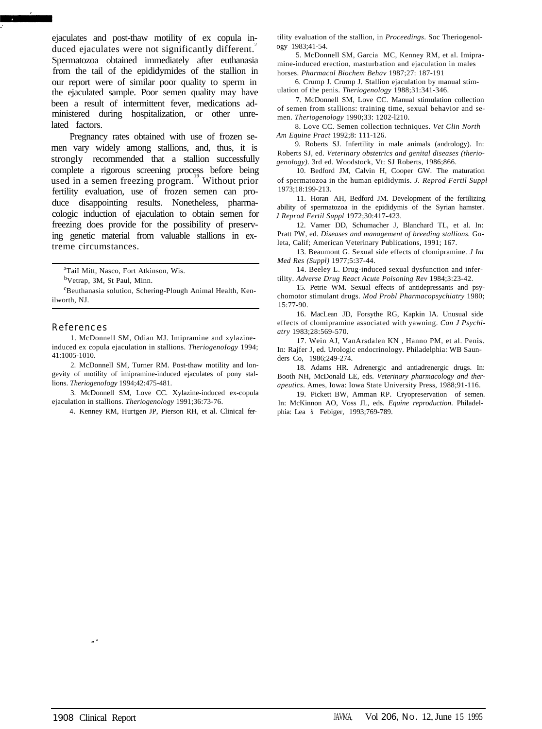ejaculates and post-thaw motility of ex copula induced ejaculates were not significantly different.[2] Spermatozoa obtained immediately after euthanasia from the tail of the epididymides of the stallion in our report were of similar poor quality to sperm in the ejaculated sample. Poor semen quality may have been a result of intermittent fever, medications administered during hospitalization, or other unrelated factors.

Pregnancy rates obtained with use of frozen semen vary widely among stallions, and, thus, it is strongly recommended that a stallion successfully complete a rigorous screening process before being used in a semen freezing program.[19] Without prior fertility evaluation, use of frozen semen can produce disappointing results. Nonetheless, pharmacologic induction of ejaculation to obtain semen for freezing does provide for the possibility of preserving genetic material from valuable stallions in extreme circumstances.

---

[a]Tail Mitt, Nasco, Fort Atkinson, Wis.

[b]Vetrap, 3M, St Paul, Minn.

[c]Beuthanasia solution, Schering-Plough Animal Health, Kenilworth, NJ.

---

## References

1. McDonnell SM, Odian MJ. Imipramine and xylazine-induced ex copula ejaculation in stallions. *Theriogenology* 1994; 41:1005-1010.

2. McDonnell SM, Turner RM. Post-thaw motility and longevity of motility of imipramine-induced ejaculates of pony stallions. *Theriogenology* 1994;42:475-481.

3. McDonnell SM, Love CC. Xylazine-induced ex-copula ejaculation in stallions. *Theriogenology* 1991;36:73-76.

4. Kenney RM, Hurtgen JP, Pierson RH, et al. Clinical fertility evaluation of the stallion, in *Proceedings*. Soc Theriogenology 1983;41-54.

5. McDonnell SM, Garcia MC, Kenney RM, et al. Imipramine-induced erection, masturbation and ejaculation in males horses. *Pharmacol Biochem Behav* 1987;27: 187-191

6. Crump J. Crump J. Stallion ejaculation by manual stimulation of the penis. *Theriogenology* 1988;31:341-346.

7. McDonnell SM, Love CC. Manual stimulation collection of semen from stallions: training time, sexual behavior and semen. *Theriogenology* 1990;33: 1202-1210.

8. Love CC. Semen collection techniques. *Vet Clin North Am Equine Pract* 1992;8: 111-126.

9. Roberts SJ. Infertility in male animals (andrology). In: Roberts SJ, ed. *Veterinary obstetrics and genital diseases (theriogenology)*. 3rd ed. Woodstock, Vt: SJ Roberts, 1986;866.

10. Bedford JM, Calvin H, Cooper GW. The maturation of spermatozoa in the human epididymis. *J. Reprod Fertil Suppl* 1973;18:199-213.

11. Horan AH, Bedford JM. Development of the fertilizing ability of spermatozoa in the epididymis of the Syrian hamster. *J Reprod Fertil Suppl* 1972;30:417-423.

12. Varner DD, Schumacher J, Blanchard TL, et al. In: Pratt PW, ed. *Diseases and management of breeding stallions.* Goleta, Calif; American Veterinary Publications, 1991; 167.

13. Beaumont G. Sexual side effects of clomipramine. *J Int Med Res (Suppl)* 1977;5:37-44.

14. Beeley L. Drug-induced sexual dysfunction and infertility. *Adverse Drug React Acute Poisoning Rev* 1984;3:23-42.

15. Petrie WM. Sexual effects of antidepressants and psychomotor stimulant drugs. *Mod Probl Pharmacopsychiatry* 1980; 15:77-90.

16. MacLean JD, Forsythe RG, Kapkin IA. Unusual side effects of clomipramine associated with yawning. *Can J Psychiatry* 1983;28:569-570.

17. Wein AJ, VanArsdalen KN , Hanno PM, et al. Penis. In: Rajfer J, ed. Urologic endocrinology. Philadelphia: WB Saunders Co, 1986;249-274.

18. Adams HR. Adrenergic and antiadrenergic drugs. In: Booth NH, McDonald LE, eds. *Veterinary pharmacology and therapeutics*. Ames, Iowa: Iowa State University Press, 1988;91-116.

19. Pickett BW, Amman RP. Cryopreservation of semen. In: McKinnon AO, Voss JL, eds. *Equine reproduction.* Philadelphia: Lea & Febiger, 1993;769-789.